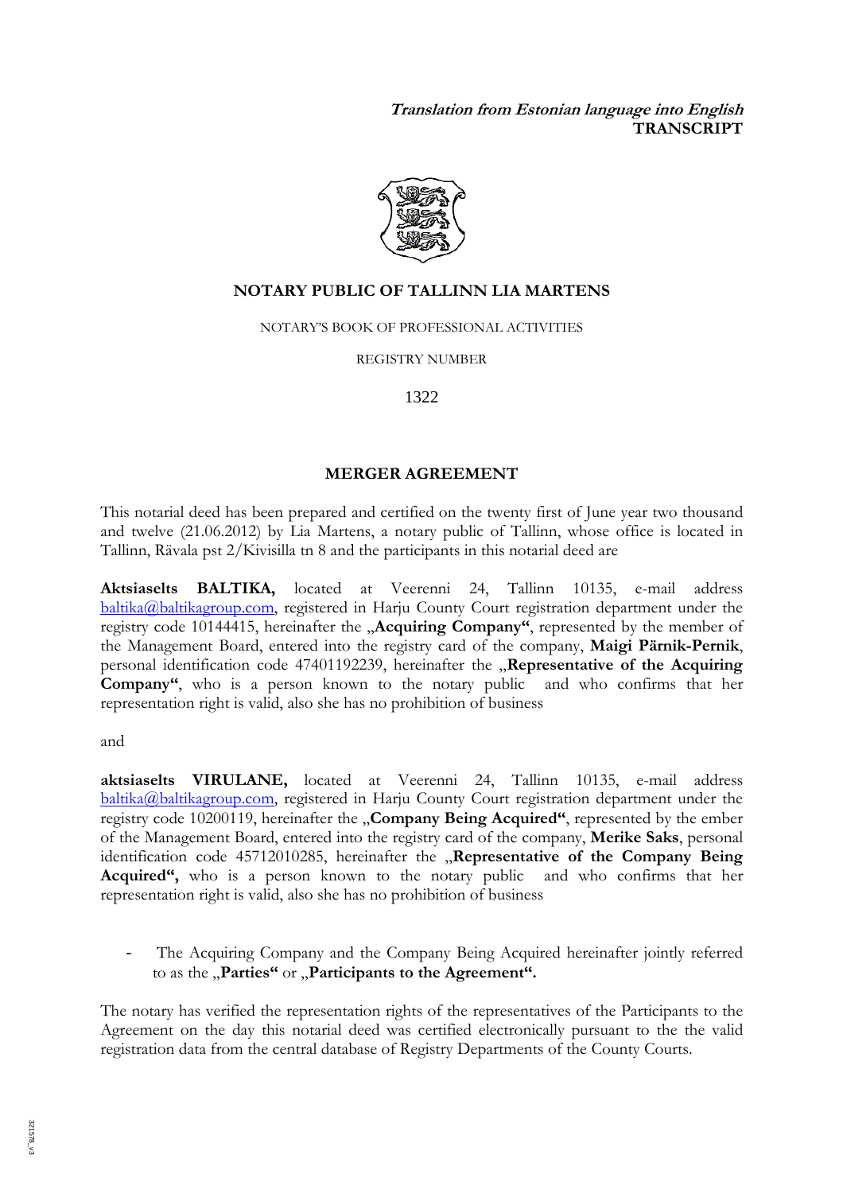***Translation from Estonian language into English***
**TRANSCRIPT**

**NOTARY PUBLIC OF TALLINN LIA MARTENS**

NOTARY'S BOOK OF PROFESSIONAL ACTIVITIES

REGISTRY NUMBER

1322

**MERGER AGREEMENT**

This notarial deed has been prepared and certified on the twenty first of June year two thousand and twelve (21.06.2012) by Lia Martens, a notary public of Tallinn, whose office is located in Tallinn, Rävala pst 2/Kivisilla tn 8 and the participants in this notarial deed are

**Aktsiaselts BALTIKA,** located at Veerenni 24, Tallinn 10135, e-mail address baltika@baltikagroup.com, registered in Harju County Court registration department under the registry code 10144415, hereinafter the „**Acquiring Company**", represented by the member of the Management Board, entered into the registry card of the company, **Maigi Pärnik-Pernik**, personal identification code 47401192239, hereinafter the „**Representative of the Acquiring Company**", who is a person known to the notary public and who confirms that her representation right is valid, also she has no prohibition of business

and

**aktsiaselts VIRULANE,** located at Veerenni 24, Tallinn 10135, e-mail address baltika@baltikagroup.com, registered in Harju County Court registration department under the registry code 10200119, hereinafter the „**Company Being Acquired**", represented by the ember of the Management Board, entered into the registry card of the company, **Merike Saks**, personal identification code 45712010285, hereinafter the „**Representative of the Company Being Acquired**", who is a person known to the notary public and who confirms that her representation right is valid, also she has no prohibition of business

- The Acquiring Company and the Company Being Acquired hereinafter jointly referred to as the „**Parties**" or „**Participants to the Agreement**".

The notary has verified the representation rights of the representatives of the Participants to the Agreement on the day this notarial deed was certified electronically pursuant to the the valid registration data from the central database of Registry Departments of the County Courts.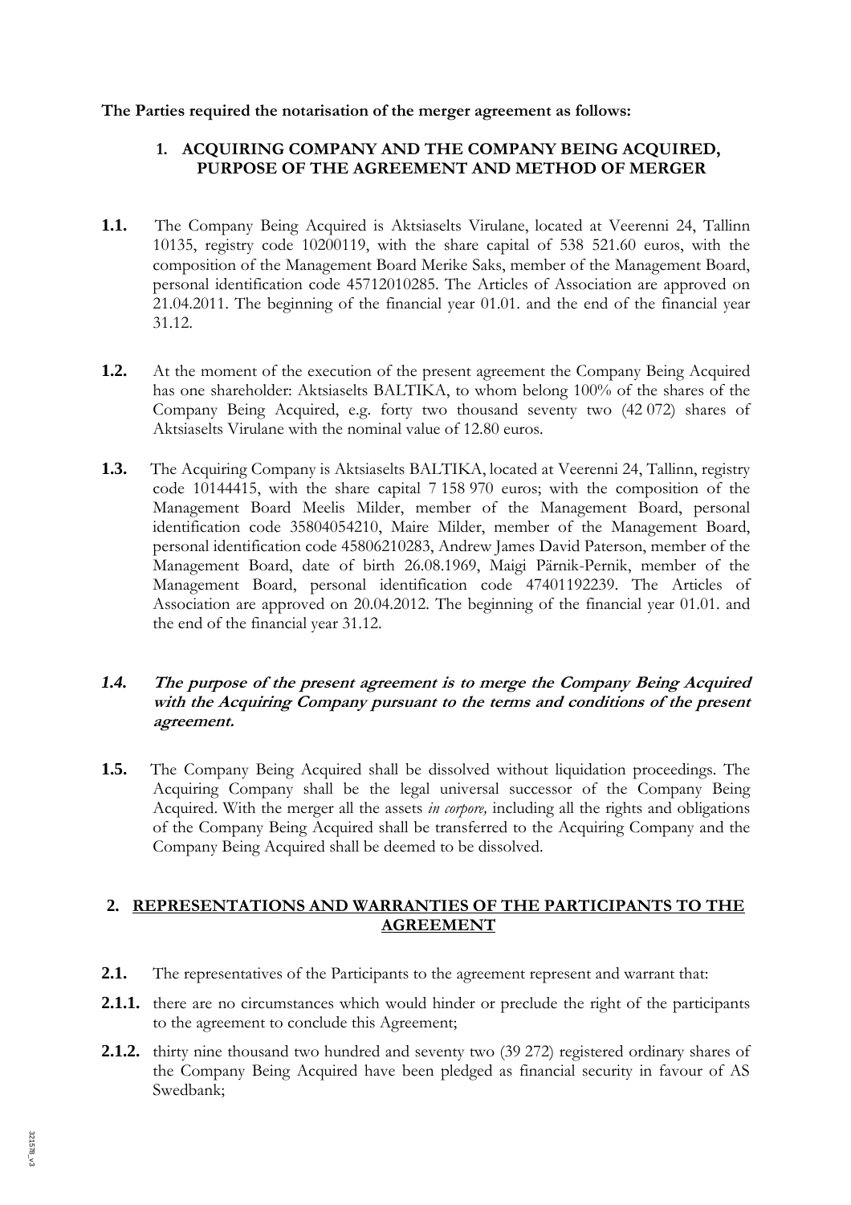**The Parties required the notarisation of the merger agreement as follows:**

## 1. ACQUIRING COMPANY AND THE COMPANY BEING ACQUIRED, PURPOSE OF THE AGREEMENT AND METHOD OF MERGER

**1.1.** The Company Being Acquired is Aktsiaselts Virulane, located at Veerenni 24, Tallinn 10135, registry code 10200119, with the share capital of 538 521.60 euros, with the composition of the Management Board Merike Saks, member of the Management Board, personal identification code 45712010285. The Articles of Association are approved on 21.04.2011. The beginning of the financial year 01.01. and the end of the financial year 31.12.

**1.2.** At the moment of the execution of the present agreement the Company Being Acquired has one shareholder: Aktsiaselts BALTIKA, to whom belong 100% of the shares of the Company Being Acquired, e.g. forty two thousand seventy two (42 072) shares of Aktsiaselts Virulane with the nominal value of 12.80 euros.

**1.3.** The Acquiring Company is Aktsiaselts BALTIKA, located at Veerenni 24, Tallinn, registry code 10144415, with the share capital 7 158 970 euros; with the composition of the Management Board Meelis Milder, member of the Management Board, personal identification code 35804054210, Maire Milder, member of the Management Board, personal identification code 45806210283, Andrew James David Paterson, member of the Management Board, date of birth 26.08.1969, Maigi Pärnik-Pernik, member of the Management Board, personal identification code 47401192239. The Articles of Association are approved on 20.04.2012. The beginning of the financial year 01.01. and the end of the financial year 31.12.

***1.4. The purpose of the present agreement is to merge the Company Being Acquired with the Acquiring Company pursuant to the terms and conditions of the present agreement.***

**1.5.** The Company Being Acquired shall be dissolved without liquidation proceedings. The Acquiring Company shall be the legal universal successor of the Company Being Acquired. With the merger all the assets *in corpore,* including all the rights and obligations of the Company Being Acquired shall be transferred to the Acquiring Company and the Company Being Acquired shall be deemed to be dissolved.

## 2. REPRESENTATIONS AND WARRANTIES OF THE PARTICIPANTS TO THE AGREEMENT

**2.1.** The representatives of the Participants to the agreement represent and warrant that:

**2.1.1.** there are no circumstances which would hinder or preclude the right of the participants to the agreement to conclude this Agreement;

**2.1.2.** thirty nine thousand two hundred and seventy two (39 272) registered ordinary shares of the Company Being Acquired have been pledged as financial security in favour of AS Swedbank;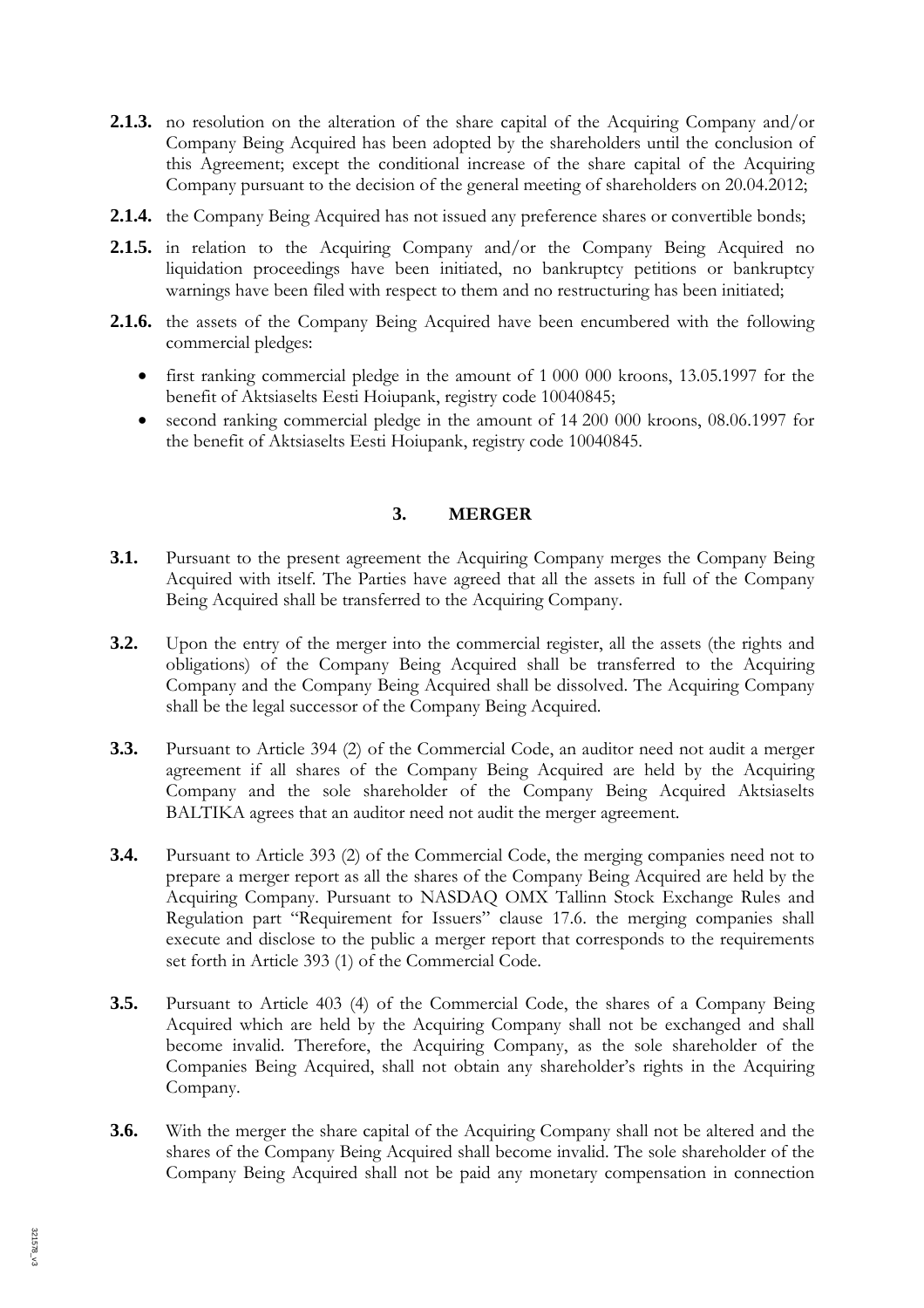**2.1.3.** no resolution on the alteration of the share capital of the Acquiring Company and/or Company Being Acquired has been adopted by the shareholders until the conclusion of this Agreement; except the conditional increase of the share capital of the Acquiring Company pursuant to the decision of the general meeting of shareholders on 20.04.2012;

**2.1.4.** the Company Being Acquired has not issued any preference shares or convertible bonds;

**2.1.5.** in relation to the Acquiring Company and/or the Company Being Acquired no liquidation proceedings have been initiated, no bankruptcy petitions or bankruptcy warnings have been filed with respect to them and no restructuring has been initiated;

**2.1.6.** the assets of the Company Being Acquired have been encumbered with the following commercial pledges:

- first ranking commercial pledge in the amount of 1 000 000 kroons, 13.05.1997 for the benefit of Aktsiaselts Eesti Hoiupank, registry code 10040845;
- second ranking commercial pledge in the amount of 14 200 000 kroons, 08.06.1997 for the benefit of Aktsiaselts Eesti Hoiupank, registry code 10040845.

## 3. MERGER

**3.1.** Pursuant to the present agreement the Acquiring Company merges the Company Being Acquired with itself. The Parties have agreed that all the assets in full of the Company Being Acquired shall be transferred to the Acquiring Company.

**3.2.** Upon the entry of the merger into the commercial register, all the assets (the rights and obligations) of the Company Being Acquired shall be transferred to the Acquiring Company and the Company Being Acquired shall be dissolved. The Acquiring Company shall be the legal successor of the Company Being Acquired.

**3.3.** Pursuant to Article 394 (2) of the Commercial Code, an auditor need not audit a merger agreement if all shares of the Company Being Acquired are held by the Acquiring Company and the sole shareholder of the Company Being Acquired Aktsiaselts BALTIKA agrees that an auditor need not audit the merger agreement.

**3.4.** Pursuant to Article 393 (2) of the Commercial Code, the merging companies need not to prepare a merger report as all the shares of the Company Being Acquired are held by the Acquiring Company. Pursuant to NASDAQ OMX Tallinn Stock Exchange Rules and Regulation part "Requirement for Issuers" clause 17.6. the merging companies shall execute and disclose to the public a merger report that corresponds to the requirements set forth in Article 393 (1) of the Commercial Code.

**3.5.** Pursuant to Article 403 (4) of the Commercial Code, the shares of a Company Being Acquired which are held by the Acquiring Company shall not be exchanged and shall become invalid. Therefore, the Acquiring Company, as the sole shareholder of the Companies Being Acquired, shall not obtain any shareholder's rights in the Acquiring Company.

**3.6.** With the merger the share capital of the Acquiring Company shall not be altered and the shares of the Company Being Acquired shall become invalid. The sole shareholder of the Company Being Acquired shall not be paid any monetary compensation in connection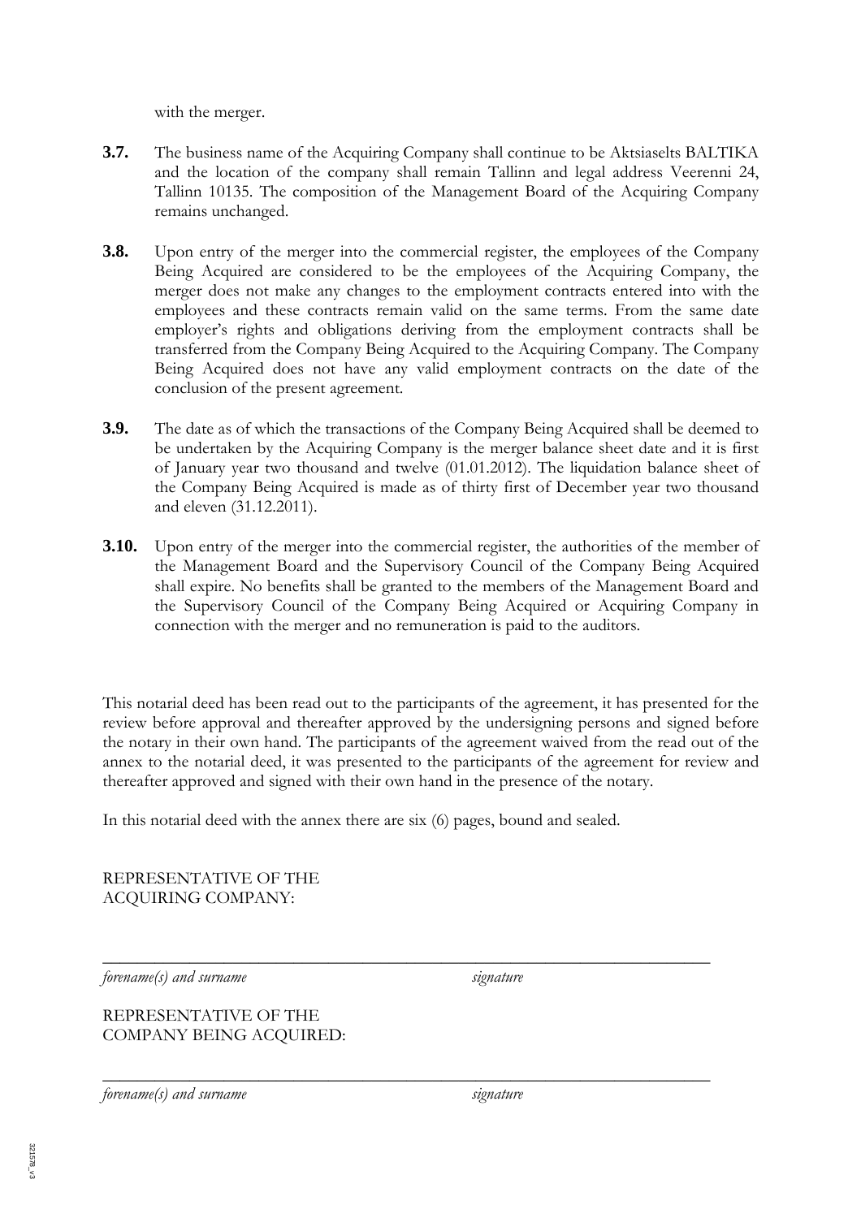with the merger.

**3.7.** The business name of the Acquiring Company shall continue to be Aktsiaselts BALTIKA and the location of the company shall remain Tallinn and legal address Veerenni 24, Tallinn 10135. The composition of the Management Board of the Acquiring Company remains unchanged.

**3.8.** Upon entry of the merger into the commercial register, the employees of the Company Being Acquired are considered to be the employees of the Acquiring Company, the merger does not make any changes to the employment contracts entered into with the employees and these contracts remain valid on the same terms. From the same date employer's rights and obligations deriving from the employment contracts shall be transferred from the Company Being Acquired to the Acquiring Company. The Company Being Acquired does not have any valid employment contracts on the date of the conclusion of the present agreement.

**3.9.** The date as of which the transactions of the Company Being Acquired shall be deemed to be undertaken by the Acquiring Company is the merger balance sheet date and it is first of January year two thousand and twelve (01.01.2012). The liquidation balance sheet of the Company Being Acquired is made as of thirty first of December year two thousand and eleven (31.12.2011).

**3.10.** Upon entry of the merger into the commercial register, the authorities of the member of the Management Board and the Supervisory Council of the Company Being Acquired shall expire. No benefits shall be granted to the members of the Management Board and the Supervisory Council of the Company Being Acquired or Acquiring Company in connection with the merger and no remuneration is paid to the auditors.

This notarial deed has been read out to the participants of the agreement, it has presented for the review before approval and thereafter approved by the undersigning persons and signed before the notary in their own hand. The participants of the agreement waived from the read out of the annex to the notarial deed, it was presented to the participants of the agreement for review and thereafter approved and signed with their own hand in the presence of the notary.

In this notarial deed with the annex there are six (6) pages, bound and sealed.

REPRESENTATIVE OF THE
ACQUIRING COMPANY:

_______________________________________________________________

*forename(s) and surname* *signature*

REPRESENTATIVE OF THE
COMPANY BEING ACQUIRED:

_______________________________________________________________

*forename(s) and surname* *signature*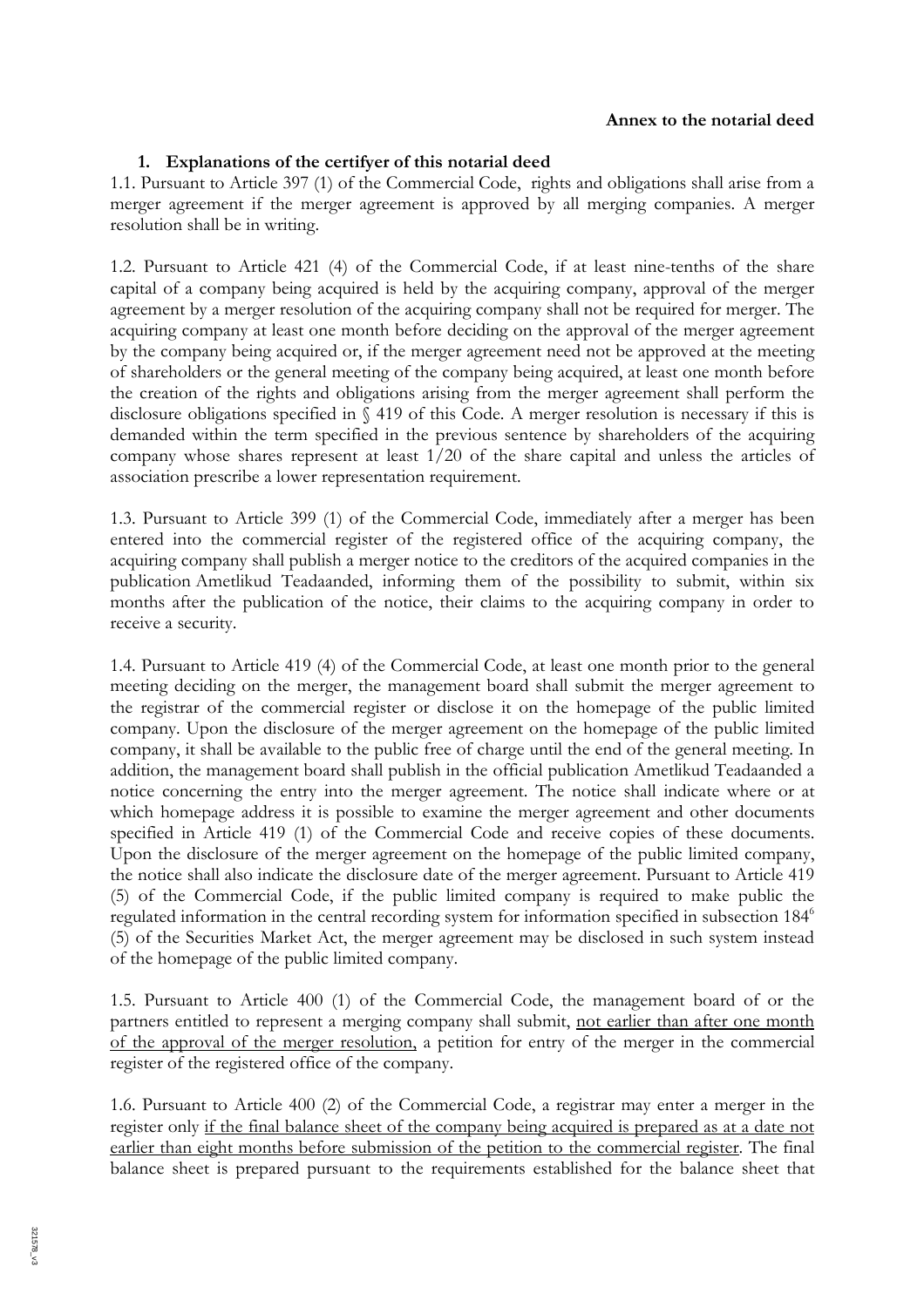**Annex to the notarial deed**

1. **Explanations of the certifyer of this notarial deed**

1.1. Pursuant to Article 397 (1) of the Commercial Code, rights and obligations shall arise from a merger agreement if the merger agreement is approved by all merging companies. A merger resolution shall be in writing.

1.2. Pursuant to Article 421 (4) of the Commercial Code, if at least nine-tenths of the share capital of a company being acquired is held by the acquiring company, approval of the merger agreement by a merger resolution of the acquiring company shall not be required for merger. The acquiring company at least one month before deciding on the approval of the merger agreement by the company being acquired or, if the merger agreement need not be approved at the meeting of shareholders or the general meeting of the company being acquired, at least one month before the creation of the rights and obligations arising from the merger agreement shall perform the disclosure obligations specified in § 419 of this Code. A merger resolution is necessary if this is demanded within the term specified in the previous sentence by shareholders of the acquiring company whose shares represent at least 1/20 of the share capital and unless the articles of association prescribe a lower representation requirement.

1.3. Pursuant to Article 399 (1) of the Commercial Code, immediately after a merger has been entered into the commercial register of the registered office of the acquiring company, the acquiring company shall publish a merger notice to the creditors of the acquired companies in the publication Ametlikud Teadaanded, informing them of the possibility to submit, within six months after the publication of the notice, their claims to the acquiring company in order to receive a security.

1.4. Pursuant to Article 419 (4) of the Commercial Code, at least one month prior to the general meeting deciding on the merger, the management board shall submit the merger agreement to the registrar of the commercial register or disclose it on the homepage of the public limited company. Upon the disclosure of the merger agreement on the homepage of the public limited company, it shall be available to the public free of charge until the end of the general meeting. In addition, the management board shall publish in the official publication Ametlikud Teadaanded a notice concerning the entry into the merger agreement. The notice shall indicate where or at which homepage address it is possible to examine the merger agreement and other documents specified in Article 419 (1) of the Commercial Code and receive copies of these documents. Upon the disclosure of the merger agreement on the homepage of the public limited company, the notice shall also indicate the disclosure date of the merger agreement. Pursuant to Article 419 (5) of the Commercial Code, if the public limited company is required to make public the regulated information in the central recording system for information specified in subsection 184[6] (5) of the Securities Market Act, the merger agreement may be disclosed in such system instead of the homepage of the public limited company.

1.5. Pursuant to Article 400 (1) of the Commercial Code, the management board of or the partners entitled to represent a merging company shall submit, <u>not earlier than after one month of the approval of the merger resolution,</u> a petition for entry of the merger in the commercial register of the registered office of the company.

1.6. Pursuant to Article 400 (2) of the Commercial Code, a registrar may enter a merger in the register only <u>if the final balance sheet of the company being acquired is prepared as at a date not earlier than eight months before submission of the petition to the commercial register</u>. The final balance sheet is prepared pursuant to the requirements established for the balance sheet that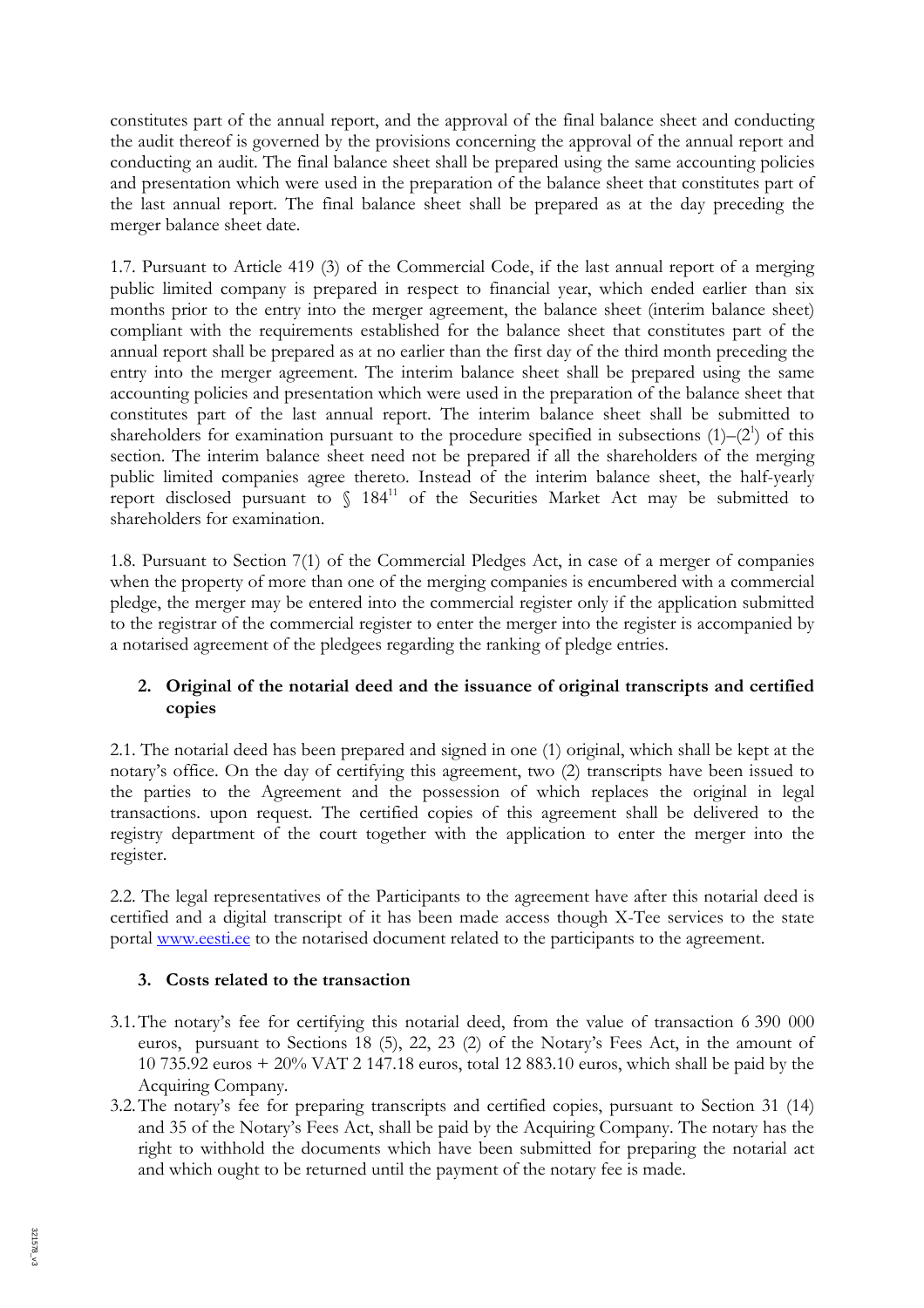constitutes part of the annual report, and the approval of the final balance sheet and conducting the audit thereof is governed by the provisions concerning the approval of the annual report and conducting an audit. The final balance sheet shall be prepared using the same accounting policies and presentation which were used in the preparation of the balance sheet that constitutes part of the last annual report. The final balance sheet shall be prepared as at the day preceding the merger balance sheet date.

1.7. Pursuant to Article 419 (3) of the Commercial Code, if the last annual report of a merging public limited company is prepared in respect to financial year, which ended earlier than six months prior to the entry into the merger agreement, the balance sheet (interim balance sheet) compliant with the requirements established for the balance sheet that constitutes part of the annual report shall be prepared as at no earlier than the first day of the third month preceding the entry into the merger agreement. The interim balance sheet shall be prepared using the same accounting policies and presentation which were used in the preparation of the balance sheet that constitutes part of the last annual report. The interim balance sheet shall be submitted to shareholders for examination pursuant to the procedure specified in subsections (1)–(2[1]) of this section. The interim balance sheet need not be prepared if all the shareholders of the merging public limited companies agree thereto. Instead of the interim balance sheet, the half-yearly report disclosed pursuant to § 184[11] of the Securities Market Act may be submitted to shareholders for examination.

1.8. Pursuant to Section 7(1) of the Commercial Pledges Act, in case of a merger of companies when the property of more than one of the merging companies is encumbered with a commercial pledge, the merger may be entered into the commercial register only if the application submitted to the registrar of the commercial register to enter the merger into the register is accompanied by a notarised agreement of the pledgees regarding the ranking of pledge entries.

## 2. Original of the notarial deed and the issuance of original transcripts and certified copies

2.1. The notarial deed has been prepared and signed in one (1) original, which shall be kept at the notary's office. On the day of certifying this agreement, two (2) transcripts have been issued to the parties to the Agreement and the possession of which replaces the original in legal transactions. upon request. The certified copies of this agreement shall be delivered to the registry department of the court together with the application to enter the merger into the register.

2.2. The legal representatives of the Participants to the agreement have after this notarial deed is certified and a digital transcript of it has been made access though X-Tee services to the state portal www.eesti.ee to the notarised document related to the participants to the agreement.

## 3. Costs related to the transaction

3.1. The notary's fee for certifying this notarial deed, from the value of transaction 6 390 000 euros, pursuant to Sections 18 (5), 22, 23 (2) of the Notary's Fees Act, in the amount of 10 735.92 euros + 20% VAT 2 147.18 euros, total 12 883.10 euros, which shall be paid by the Acquiring Company.

3.2. The notary's fee for preparing transcripts and certified copies, pursuant to Section 31 (14) and 35 of the Notary's Fees Act, shall be paid by the Acquiring Company. The notary has the right to withhold the documents which have been submitted for preparing the notarial act and which ought to be returned until the payment of the notary fee is made.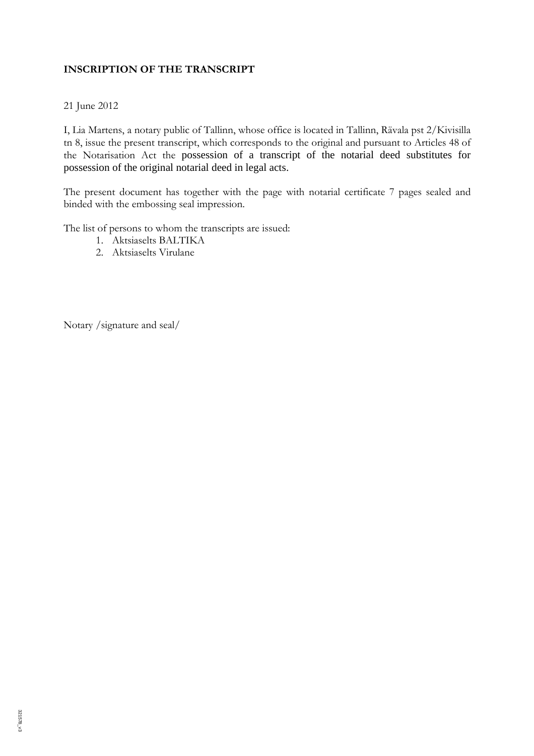**INSCRIPTION OF THE TRANSCRIPT**

21 June 2012

I, Lia Martens, a notary public of Tallinn, whose office is located in Tallinn, Rävala pst 2/Kivisilla tn 8, issue the present transcript, which corresponds to the original and pursuant to Articles 48 of the Notarisation Act the possession of a transcript of the notarial deed substitutes for possession of the original notarial deed in legal acts.

The present document has together with the page with notarial certificate 7 pages sealed and binded with the embossing seal impression.

The list of persons to whom the transcripts are issued:

1. Aktsiaselts BALTIKA
2. Aktsiaselts Virulane

Notary /signature and seal/

321578_v3